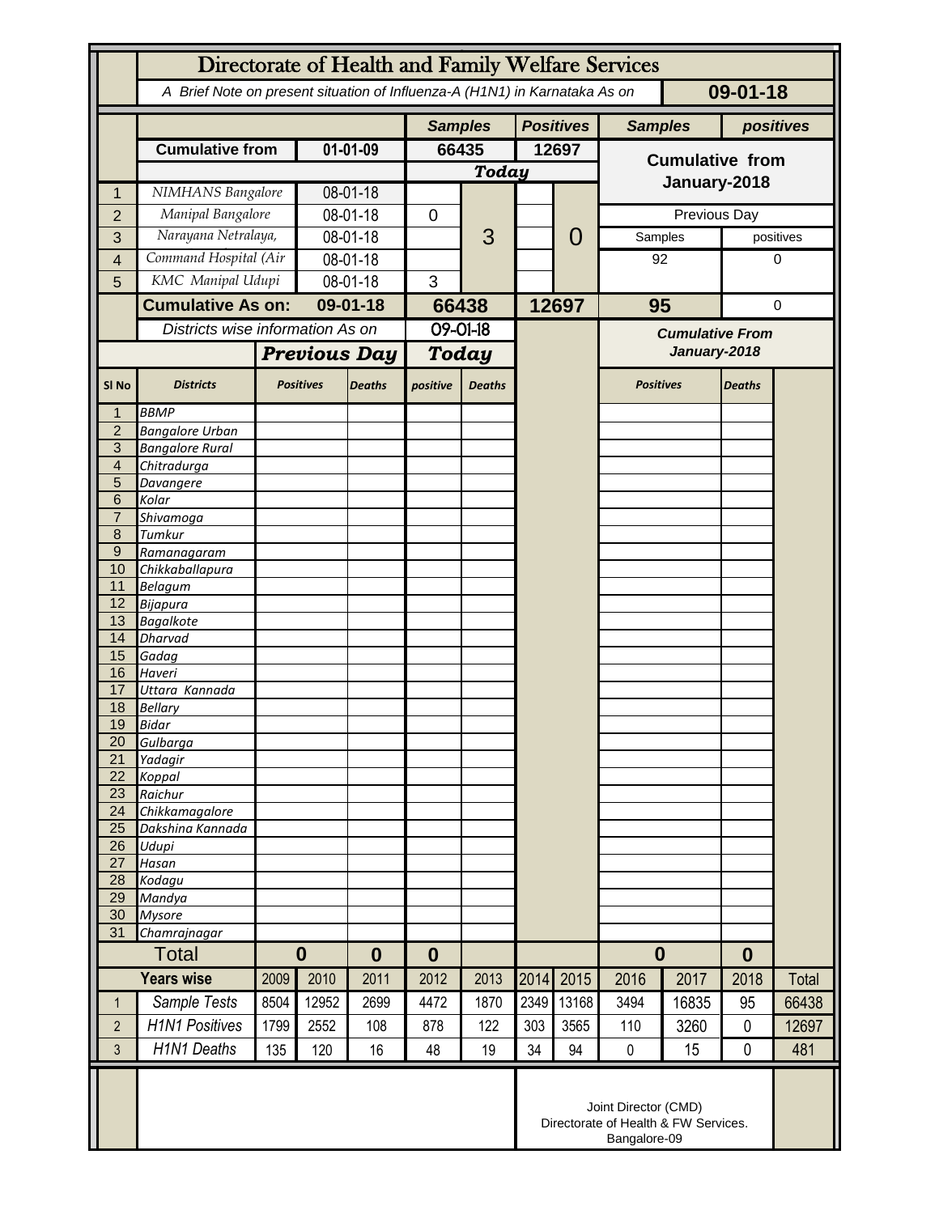# Directorate of Health and Family Welfare Services

*A Brief Note on present situation of Influenza-A (H1N1) in Karnataka As on* **09-01-18**

| | | | Samples | | Positives | | Samples | positives |
|---|---|---|---|---|---|---|---|---|
| | **Cumulative from** | **01-01-09** | **66435** | | **12697** | | **Cumulative from January-2018** | |
| | | | ***Today*** | | | | | |
| 1 | *NIMHANS Bangalore* | 08-01-18 | | 3 | | 0 | | |
| 2 | *Manipal Bangalore* | 08-01-18 | 0 | | | | Previous Day | |
| 3 | *Narayana Netralaya,* | 08-01-18 | | | | | Samples | positives |
| 4 | *Command Hospital (Air* | 08-01-18 | | | | | 92 | 0 |
| 5 | *KMC Manipal Udupi* | 08-01-18 | 3 | | | | | |
| | **Cumulative As on:** | **09-01-18** | **66438** | | **12697** | | **95** | 0 |

*Districts wise information As on* **09-01-18**

| | | Previous Day | | Today | | Cumulative From January-2018 | |
|---|---|---|---|---|---|---|---|
| **Sl No** | **Districts** | **Positives** | **Deaths** | **positive** | **Deaths** | **Positives** | **Deaths** |
| 1 | *BBMP* | | | | | | |
| 2 | *Bangalore Urban* | | | | | | |
| 3 | *Bangalore Rural* | | | | | | |
| 4 | *Chitradurga* | | | | | | |
| 5 | *Davangere* | | | | | | |
| 6 | *Kolar* | | | | | | |
| 7 | *Shivamoga* | | | | | | |
| 8 | *Tumkur* | | | | | | |
| 9 | *Ramanagaram* | | | | | | |
| 10 | *Chikkaballapura* | | | | | | |
| 11 | *Belagum* | | | | | | |
| 12 | *Bijapura* | | | | | | |
| 13 | *Bagalkote* | | | | | | |
| 14 | *Dharvad* | | | | | | |
| 15 | *Gadag* | | | | | | |
| 16 | *Haveri* | | | | | | |
| 17 | *Uttara Kannada* | | | | | | |
| 18 | *Bellary* | | | | | | |
| 19 | *Bidar* | | | | | | |
| 20 | *Gulbarga* | | | | | | |
| 21 | *Yadagir* | | | | | | |
| 22 | *Koppal* | | | | | | |
| 23 | *Raichur* | | | | | | |
| 24 | *Chikkamagalore* | | | | | | |
| 25 | *Dakshina Kannada* | | | | | | |
| 26 | *Udupi* | | | | | | |
| 27 | *Hasan* | | | | | | |
| 28 | *Kodagu* | | | | | | |
| 29 | *Mandya* | | | | | | |
| 30 | *Mysore* | | | | | | |
| 31 | *Chamrajnagar* | | | | | | |
| | **Total** | **0** | **0** | **0** | | **0** | **0** |

| | **Years wise** | 2009 | 2010 | 2011 | 2012 | 2013 | 2014 | 2015 | 2016 | 2017 | 2018 | Total |
|---|---|---|---|---|---|---|---|---|---|---|---|---|
| 1 | *Sample Tests* | 8504 | 12952 | 2699 | 4472 | 1870 | 2349 | 13168 | 3494 | 16835 | 95 | 66438 |
| 2 | *H1N1 Positives* | 1799 | 2552 | 108 | 878 | 122 | 303 | 3565 | 110 | 3260 | 0 | 12697 |
| 3 | *H1N1 Deaths* | 135 | 120 | 16 | 48 | 19 | 34 | 94 | 0 | 15 | 0 | 481 |

Joint Director (CMD)
Directorate of Health & FW Services.
Bangalore-09